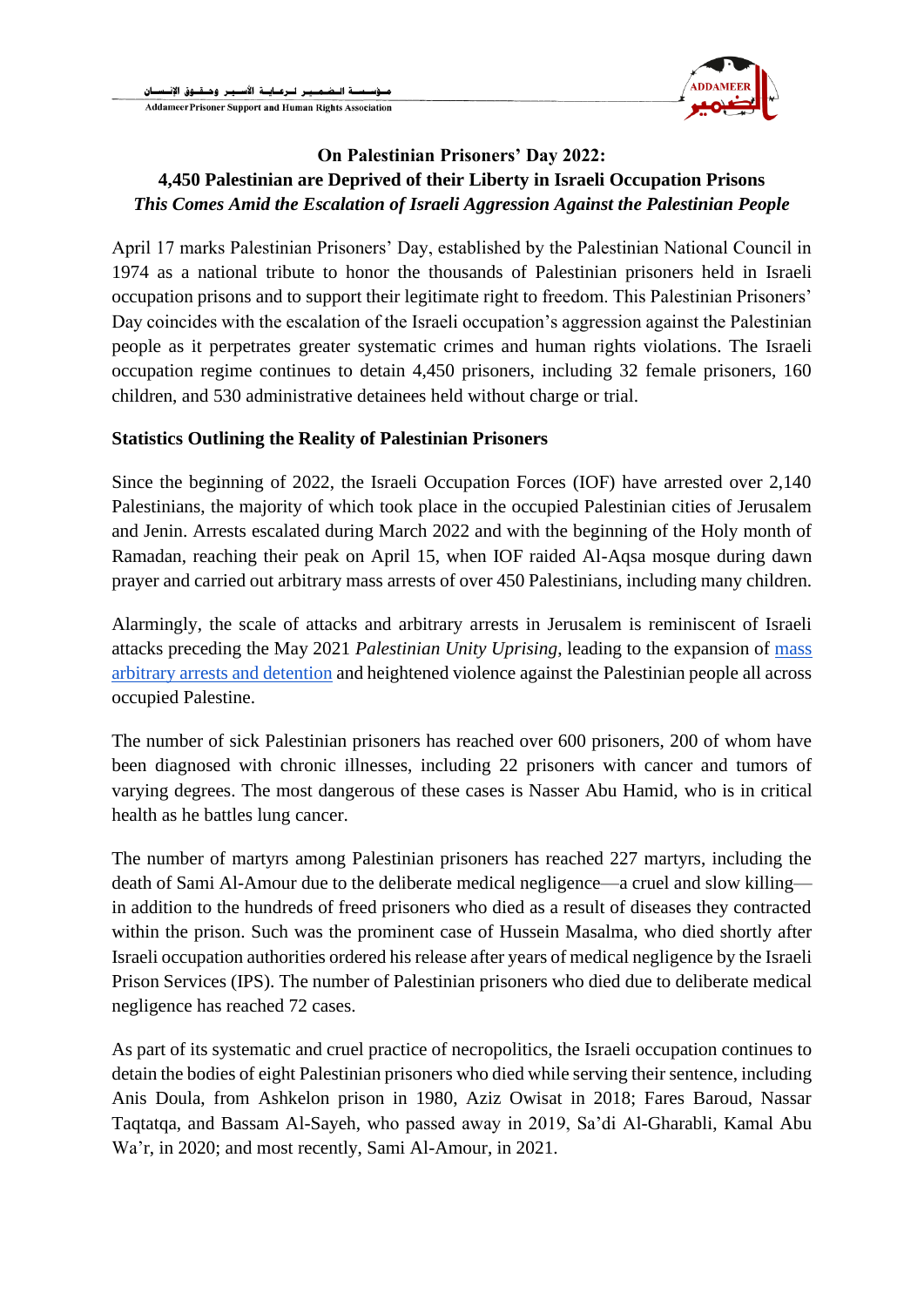## On Palestinian Prisoners' Day 2022:
## 4,450 Palestinian are Deprived of their Liberty in Israeli Occupation Prisons
### *This Comes Amid the Escalation of Israeli Aggression Against the Palestinian People*

April 17 marks Palestinian Prisoners' Day, established by the Palestinian National Council in 1974 as a national tribute to honor the thousands of Palestinian prisoners held in Israeli occupation prisons and to support their legitimate right to freedom. This Palestinian Prisoners' Day coincides with the escalation of the Israeli occupation's aggression against the Palestinian people as it perpetrates greater systematic crimes and human rights violations. The Israeli occupation regime continues to detain 4,450 prisoners, including 32 female prisoners, 160 children, and 530 administrative detainees held without charge or trial.

**Statistics Outlining the Reality of Palestinian Prisoners**

Since the beginning of 2022, the Israeli Occupation Forces (IOF) have arrested over 2,140 Palestinians, the majority of which took place in the occupied Palestinian cities of Jerusalem and Jenin. Arrests escalated during March 2022 and with the beginning of the Holy month of Ramadan, reaching their peak on April 15, when IOF raided Al-Aqsa mosque during dawn prayer and carried out arbitrary mass arrests of over 450 Palestinians, including many children.

Alarmingly, the scale of attacks and arbitrary arrests in Jerusalem is reminiscent of Israeli attacks preceding the May 2021 *Palestinian Unity Uprising*, leading to the expansion of mass arbitrary arrests and detention and heightened violence against the Palestinian people all across occupied Palestine.

The number of sick Palestinian prisoners has reached over 600 prisoners, 200 of whom have been diagnosed with chronic illnesses, including 22 prisoners with cancer and tumors of varying degrees. The most dangerous of these cases is Nasser Abu Hamid, who is in critical health as he battles lung cancer.

The number of martyrs among Palestinian prisoners has reached 227 martyrs, including the death of Sami Al-Amour due to the deliberate medical negligence—a cruel and slow killing—in addition to the hundreds of freed prisoners who died as a result of diseases they contracted within the prison. Such was the prominent case of Hussein Masalma, who died shortly after Israeli occupation authorities ordered his release after years of medical negligence by the Israeli Prison Services (IPS). The number of Palestinian prisoners who died due to deliberate medical negligence has reached 72 cases.

As part of its systematic and cruel practice of necropolitics, the Israeli occupation continues to detain the bodies of eight Palestinian prisoners who died while serving their sentence, including Anis Doula, from Ashkelon prison in 1980, Aziz Owisat in 2018; Fares Baroud, Nassar Taqtatqa, and Bassam Al-Sayeh, who passed away in 2019, Sa'di Al-Gharabli, Kamal Abu Wa'r, in 2020; and most recently, Sami Al-Amour, in 2021.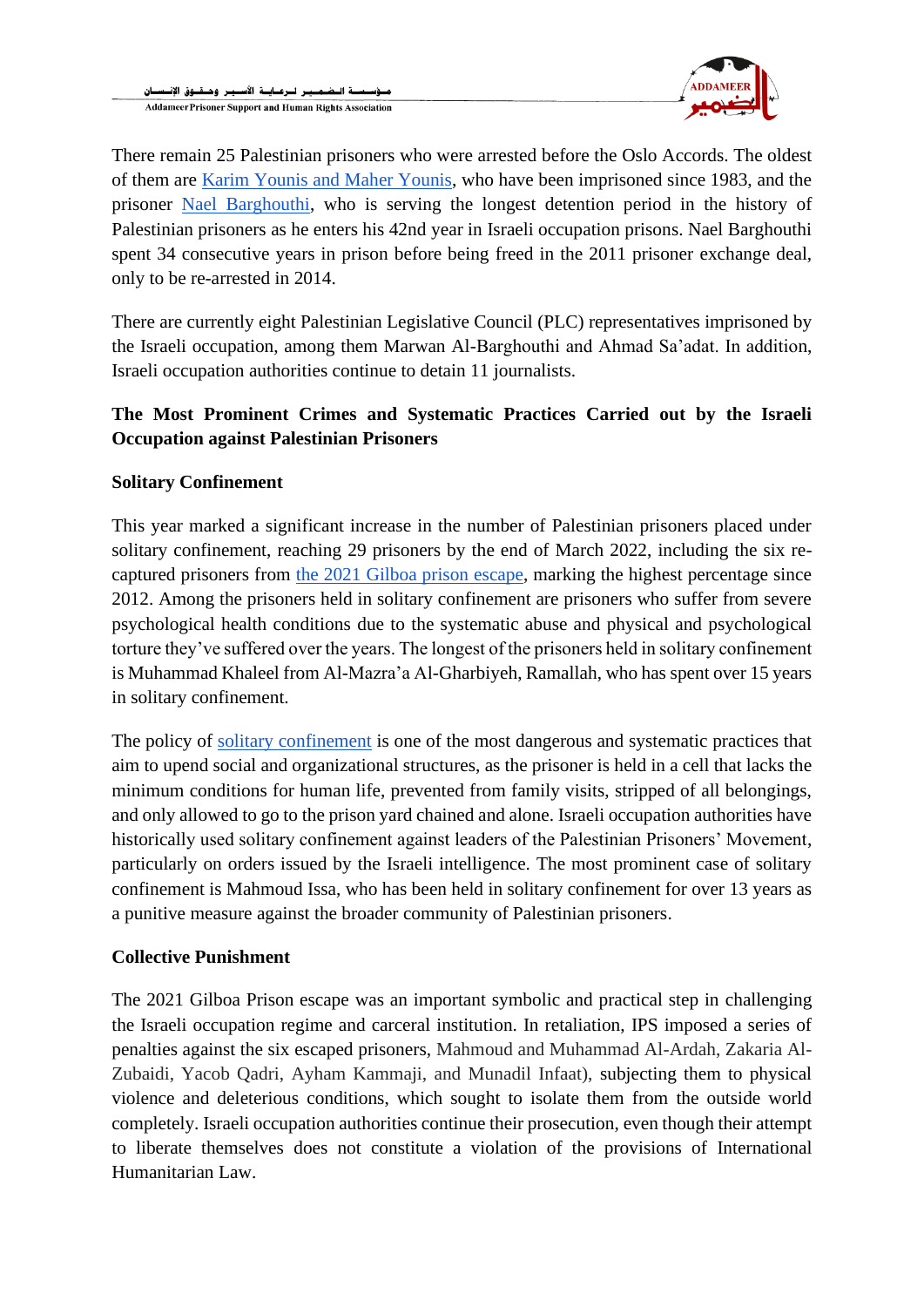There remain 25 Palestinian prisoners who were arrested before the Oslo Accords. The oldest of them are Karim Younis and Maher Younis, who have been imprisoned since 1983, and the prisoner Nael Barghouthi, who is serving the longest detention period in the history of Palestinian prisoners as he enters his 42nd year in Israeli occupation prisons. Nael Barghouthi spent 34 consecutive years in prison before being freed in the 2011 prisoner exchange deal, only to be re-arrested in 2014.

There are currently eight Palestinian Legislative Council (PLC) representatives imprisoned by the Israeli occupation, among them Marwan Al-Barghouthi and Ahmad Sa'adat. In addition, Israeli occupation authorities continue to detain 11 journalists.

**The Most Prominent Crimes and Systematic Practices Carried out by the Israeli Occupation against Palestinian Prisoners**

**Solitary Confinement**

This year marked a significant increase in the number of Palestinian prisoners placed under solitary confinement, reaching 29 prisoners by the end of March 2022, including the six re-captured prisoners from the 2021 Gilboa prison escape, marking the highest percentage since 2012. Among the prisoners held in solitary confinement are prisoners who suffer from severe psychological health conditions due to the systematic abuse and physical and psychological torture they've suffered over the years. The longest of the prisoners held in solitary confinement is Muhammad Khaleel from Al-Mazra'a Al-Gharbiyeh, Ramallah, who has spent over 15 years in solitary confinement.

The policy of solitary confinement is one of the most dangerous and systematic practices that aim to upend social and organizational structures, as the prisoner is held in a cell that lacks the minimum conditions for human life, prevented from family visits, stripped of all belongings, and only allowed to go to the prison yard chained and alone. Israeli occupation authorities have historically used solitary confinement against leaders of the Palestinian Prisoners' Movement, particularly on orders issued by the Israeli intelligence. The most prominent case of solitary confinement is Mahmoud Issa, who has been held in solitary confinement for over 13 years as a punitive measure against the broader community of Palestinian prisoners.

**Collective Punishment**

The 2021 Gilboa Prison escape was an important symbolic and practical step in challenging the Israeli occupation regime and carceral institution. In retaliation, IPS imposed a series of penalties against the six escaped prisoners, Mahmoud and Muhammad Al-Ardah, Zakaria Al-Zubaidi, Yacob Qadri, Ayham Kammaji, and Munadil Infaat), subjecting them to physical violence and deleterious conditions, which sought to isolate them from the outside world completely. Israeli occupation authorities continue their prosecution, even though their attempt to liberate themselves does not constitute a violation of the provisions of International Humanitarian Law.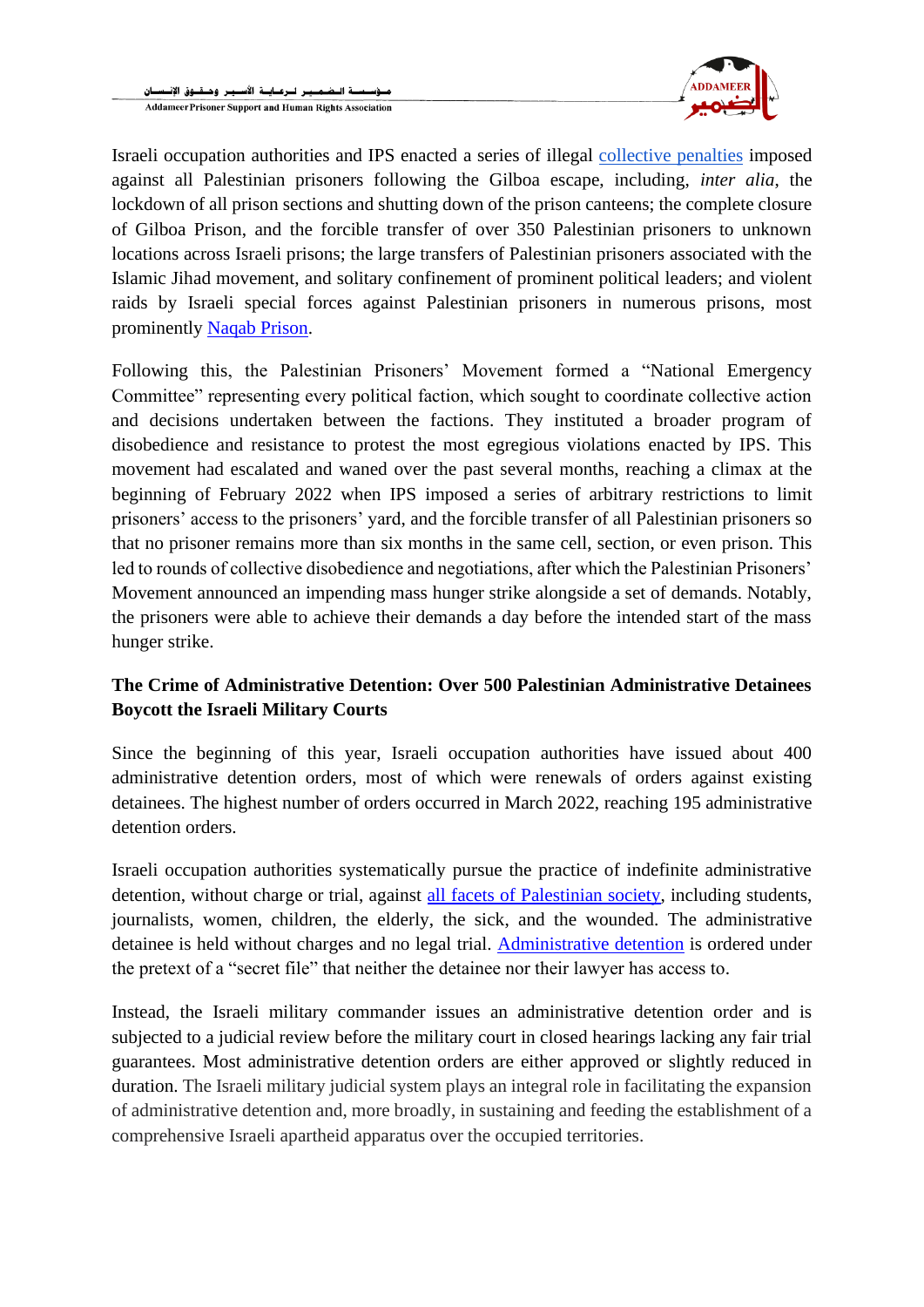Israeli occupation authorities and IPS enacted a series of illegal collective penalties imposed against all Palestinian prisoners following the Gilboa escape, including, *inter alia*, the lockdown of all prison sections and shutting down of the prison canteens; the complete closure of Gilboa Prison, and the forcible transfer of over 350 Palestinian prisoners to unknown locations across Israeli prisons; the large transfers of Palestinian prisoners associated with the Islamic Jihad movement, and solitary confinement of prominent political leaders; and violent raids by Israeli special forces against Palestinian prisoners in numerous prisons, most prominently Naqab Prison.

Following this, the Palestinian Prisoners' Movement formed a "National Emergency Committee" representing every political faction, which sought to coordinate collective action and decisions undertaken between the factions. They instituted a broader program of disobedience and resistance to protest the most egregious violations enacted by IPS. This movement had escalated and waned over the past several months, reaching a climax at the beginning of February 2022 when IPS imposed a series of arbitrary restrictions to limit prisoners' access to the prisoners' yard, and the forcible transfer of all Palestinian prisoners so that no prisoner remains more than six months in the same cell, section, or even prison. This led to rounds of collective disobedience and negotiations, after which the Palestinian Prisoners' Movement announced an impending mass hunger strike alongside a set of demands. Notably, the prisoners were able to achieve their demands a day before the intended start of the mass hunger strike.

**The Crime of Administrative Detention: Over 500 Palestinian Administrative Detainees Boycott the Israeli Military Courts**

Since the beginning of this year, Israeli occupation authorities have issued about 400 administrative detention orders, most of which were renewals of orders against existing detainees. The highest number of orders occurred in March 2022, reaching 195 administrative detention orders.

Israeli occupation authorities systematically pursue the practice of indefinite administrative detention, without charge or trial, against all facets of Palestinian society, including students, journalists, women, children, the elderly, the sick, and the wounded. The administrative detainee is held without charges and no legal trial. Administrative detention is ordered under the pretext of a "secret file" that neither the detainee nor their lawyer has access to.

Instead, the Israeli military commander issues an administrative detention order and is subjected to a judicial review before the military court in closed hearings lacking any fair trial guarantees. Most administrative detention orders are either approved or slightly reduced in duration. The Israeli military judicial system plays an integral role in facilitating the expansion of administrative detention and, more broadly, in sustaining and feeding the establishment of a comprehensive Israeli apartheid apparatus over the occupied territories.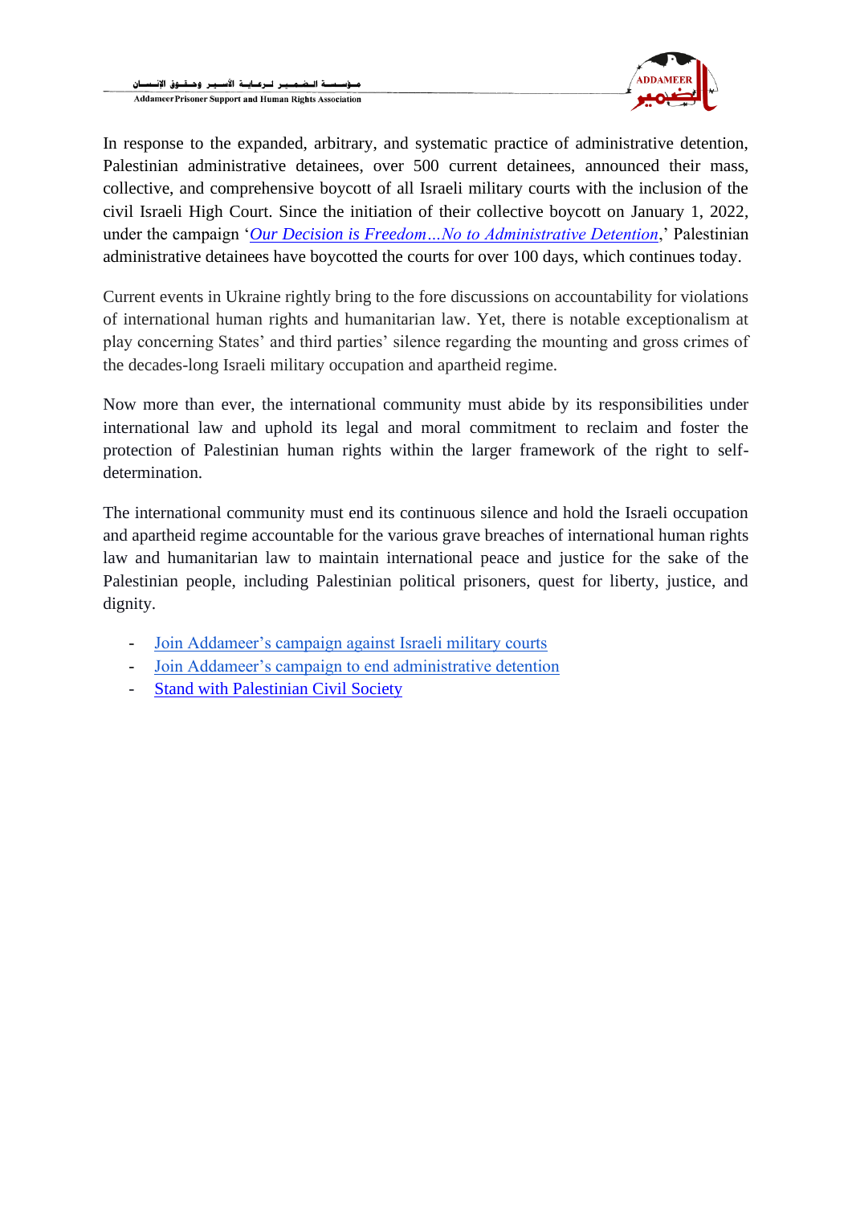In response to the expanded, arbitrary, and systematic practice of administrative detention, Palestinian administrative detainees, over 500 current detainees, announced their mass, collective, and comprehensive boycott of all Israeli military courts with the inclusion of the civil Israeli High Court. Since the initiation of their collective boycott on January 1, 2022, under the campaign '*Our Decision is Freedom…No to Administrative Detention*,' Palestinian administrative detainees have boycotted the courts for over 100 days, which continues today.

Current events in Ukraine rightly bring to the fore discussions on accountability for violations of international human rights and humanitarian law. Yet, there is notable exceptionalism at play concerning States' and third parties' silence regarding the mounting and gross crimes of the decades-long Israeli military occupation and apartheid regime.

Now more than ever, the international community must abide by its responsibilities under international law and uphold its legal and moral commitment to reclaim and foster the protection of Palestinian human rights within the larger framework of the right to self-determination.

The international community must end its continuous silence and hold the Israeli occupation and apartheid regime accountable for the various grave breaches of international human rights law and humanitarian law to maintain international peace and justice for the sake of the Palestinian people, including Palestinian political prisoners, quest for liberty, justice, and dignity.

- Join Addameer's campaign against Israeli military courts
- Join Addameer's campaign to end administrative detention
- Stand with Palestinian Civil Society